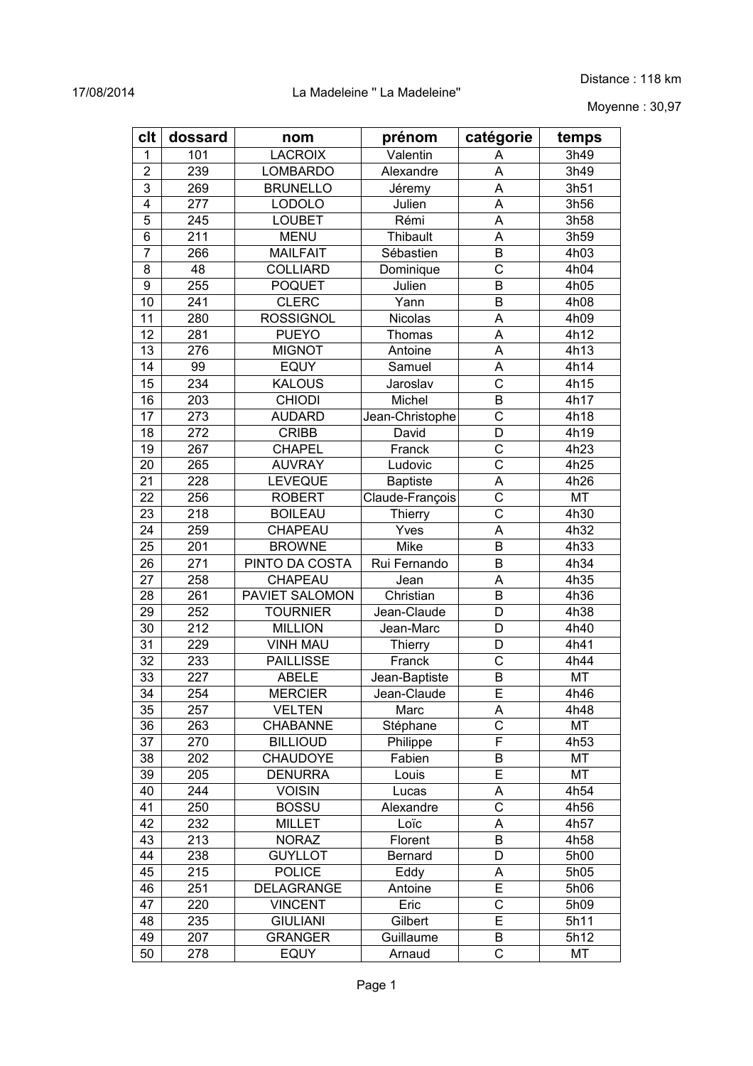17/08/2014 La Madeleine " La Madeleine"

Distance : 118 km

Moyenne : 30,97

| clt | dossard | nom | prénom | catégorie | temps |
|---|---|---|---|---|---|
| 1 | 101 | LACROIX | Valentin | A | 3h49 |
| 2 | 239 | LOMBARDO | Alexandre | A | 3h49 |
| 3 | 269 | BRUNELLO | Jéremy | A | 3h51 |
| 4 | 277 | LODOLO | Julien | A | 3h56 |
| 5 | 245 | LOUBET | Rémi | A | 3h58 |
| 6 | 211 | MENU | Thibault | A | 3h59 |
| 7 | 266 | MAILFAIT | Sébastien | B | 4h03 |
| 8 | 48 | COLLIARD | Dominique | C | 4h04 |
| 9 | 255 | POQUET | Julien | B | 4h05 |
| 10 | 241 | CLERC | Yann | B | 4h08 |
| 11 | 280 | ROSSIGNOL | Nicolas | A | 4h09 |
| 12 | 281 | PUEYO | Thomas | A | 4h12 |
| 13 | 276 | MIGNOT | Antoine | A | 4h13 |
| 14 | 99 | EQUY | Samuel | A | 4h14 |
| 15 | 234 | KALOUS | Jaroslav | C | 4h15 |
| 16 | 203 | CHIODI | Michel | B | 4h17 |
| 17 | 273 | AUDARD | Jean-Christophe | C | 4h18 |
| 18 | 272 | CRIBB | David | D | 4h19 |
| 19 | 267 | CHAPEL | Franck | C | 4h23 |
| 20 | 265 | AUVRAY | Ludovic | C | 4h25 |
| 21 | 228 | LEVEQUE | Baptiste | A | 4h26 |
| 22 | 256 | ROBERT | Claude-François | C | MT |
| 23 | 218 | BOILEAU | Thierry | C | 4h30 |
| 24 | 259 | CHAPEAU | Yves | A | 4h32 |
| 25 | 201 | BROWNE | Mike | B | 4h33 |
| 26 | 271 | PINTO DA COSTA | Rui Fernando | B | 4h34 |
| 27 | 258 | CHAPEAU | Jean | A | 4h35 |
| 28 | 261 | PAVIET SALOMON | Christian | B | 4h36 |
| 29 | 252 | TOURNIER | Jean-Claude | D | 4h38 |
| 30 | 212 | MILLION | Jean-Marc | D | 4h40 |
| 31 | 229 | VINH MAU | Thierry | D | 4h41 |
| 32 | 233 | PAILLISSE | Franck | C | 4h44 |
| 33 | 227 | ABELE | Jean-Baptiste | B | MT |
| 34 | 254 | MERCIER | Jean-Claude | E | 4h46 |
| 35 | 257 | VELTEN | Marc | A | 4h48 |
| 36 | 263 | CHABANNE | Stéphane | C | MT |
| 37 | 270 | BILLIOUD | Philippe | F | 4h53 |
| 38 | 202 | CHAUDOYE | Fabien | B | MT |
| 39 | 205 | DENURRA | Louis | E | MT |
| 40 | 244 | VOISIN | Lucas | A | 4h54 |
| 41 | 250 | BOSSU | Alexandre | C | 4h56 |
| 42 | 232 | MILLET | Loïc | A | 4h57 |
| 43 | 213 | NORAZ | Florent | B | 4h58 |
| 44 | 238 | GUYLLOT | Bernard | D | 5h00 |
| 45 | 215 | POLICE | Eddy | A | 5h05 |
| 46 | 251 | DELAGRANGE | Antoine | E | 5h06 |
| 47 | 220 | VINCENT | Eric | C | 5h09 |
| 48 | 235 | GIULIANI | Gilbert | E | 5h11 |
| 49 | 207 | GRANGER | Guillaume | B | 5h12 |
| 50 | 278 | EQUY | Arnaud | C | MT |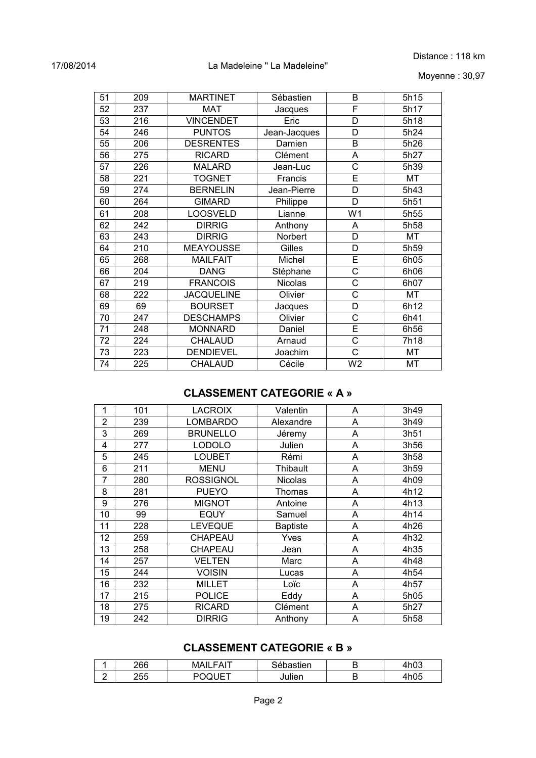Distance : 118 km

17/08/2014 La Madeleine " La Madeleine"

Moyenne : 30,97

| | | | | | |
|---|---|---|---|---|---|
| 51 | 209 | MARTINET | Sébastien | B | 5h15 |
| 52 | 237 | MAT | Jacques | F | 5h17 |
| 53 | 216 | VINCENDET | Eric | D | 5h18 |
| 54 | 246 | PUNTOS | Jean-Jacques | D | 5h24 |
| 55 | 206 | DESRENTES | Damien | B | 5h26 |
| 56 | 275 | RICARD | Clément | A | 5h27 |
| 57 | 226 | MALARD | Jean-Luc | C | 5h39 |
| 58 | 221 | TOGNET | Francis | E | MT |
| 59 | 274 | BERNELIN | Jean-Pierre | D | 5h43 |
| 60 | 264 | GIMARD | Philippe | D | 5h51 |
| 61 | 208 | LOOSVELD | Lianne | W1 | 5h55 |
| 62 | 242 | DIRRIG | Anthony | A | 5h58 |
| 63 | 243 | DIRRIG | Norbert | D | MT |
| 64 | 210 | MEAYOUSSE | Gilles | D | 5h59 |
| 65 | 268 | MAILFAIT | Michel | E | 6h05 |
| 66 | 204 | DANG | Stéphane | C | 6h06 |
| 67 | 219 | FRANCOIS | Nicolas | C | 6h07 |
| 68 | 222 | JACQUELINE | Olivier | C | MT |
| 69 | 69 | BOURSET | Jacques | D | 6h12 |
| 70 | 247 | DESCHAMPS | Olivier | C | 6h41 |
| 71 | 248 | MONNARD | Daniel | E | 6h56 |
| 72 | 224 | CHALAUD | Arnaud | C | 7h18 |
| 73 | 223 | DENDIEVEL | Joachim | C | MT |
| 74 | 225 | CHALAUD | Cécile | W2 | MT |

## CLASSEMENT CATEGORIE « A »

| | | | | | |
|---|---|---|---|---|---|
| 1 | 101 | LACROIX | Valentin | A | 3h49 |
| 2 | 239 | LOMBARDO | Alexandre | A | 3h49 |
| 3 | 269 | BRUNELLO | Jéremy | A | 3h51 |
| 4 | 277 | LODOLO | Julien | A | 3h56 |
| 5 | 245 | LOUBET | Rémi | A | 3h58 |
| 6 | 211 | MENU | Thibault | A | 3h59 |
| 7 | 280 | ROSSIGNOL | Nicolas | A | 4h09 |
| 8 | 281 | PUEYO | Thomas | A | 4h12 |
| 9 | 276 | MIGNOT | Antoine | A | 4h13 |
| 10 | 99 | EQUY | Samuel | A | 4h14 |
| 11 | 228 | LEVEQUE | Baptiste | A | 4h26 |
| 12 | 259 | CHAPEAU | Yves | A | 4h32 |
| 13 | 258 | CHAPEAU | Jean | A | 4h35 |
| 14 | 257 | VELTEN | Marc | A | 4h48 |
| 15 | 244 | VOISIN | Lucas | A | 4h54 |
| 16 | 232 | MILLET | Loïc | A | 4h57 |
| 17 | 215 | POLICE | Eddy | A | 5h05 |
| 18 | 275 | RICARD | Clément | A | 5h27 |
| 19 | 242 | DIRRIG | Anthony | A | 5h58 |

## CLASSEMENT CATEGORIE « B »

| | | | | | |
|---|---|---|---|---|---|
| 1 | 266 | MAILFAIT | Sébastien | B | 4h03 |
| 2 | 255 | POQUET | Julien | B | 4h05 |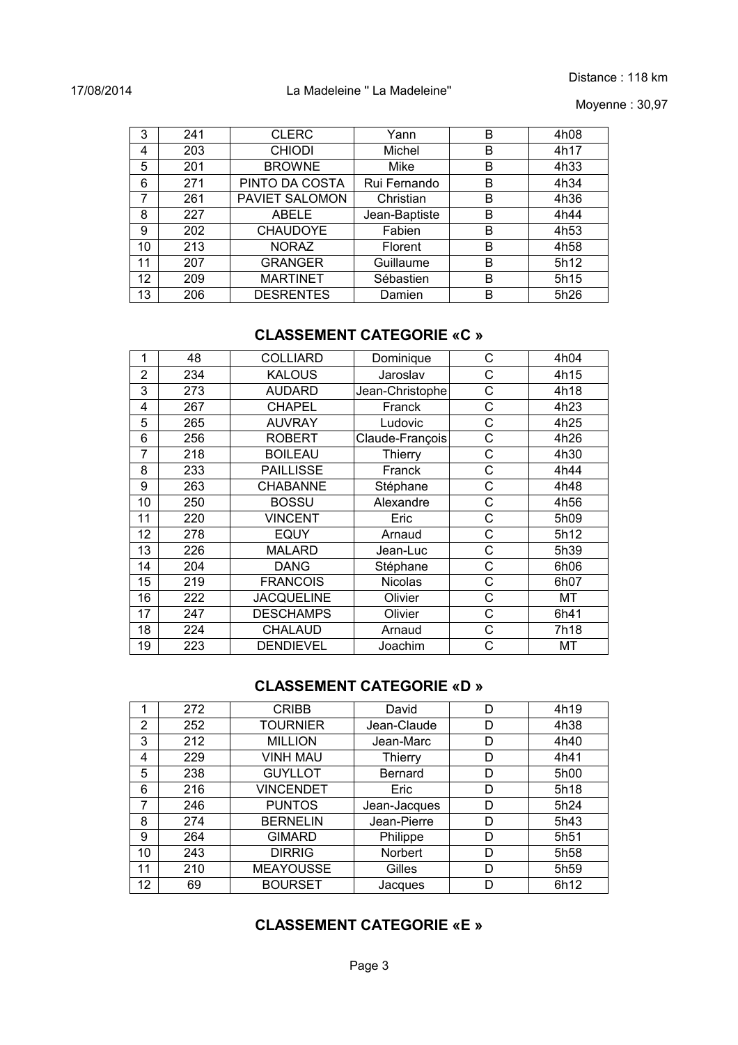Distance : 118 km

17/08/2014 La Madeleine " La Madeleine"

Moyenne : 30,97

| | | | | | |
|---|---|---|---|---|---|
| 3 | 241 | CLERC | Yann | B | 4h08 |
| 4 | 203 | CHIODI | Michel | B | 4h17 |
| 5 | 201 | BROWNE | Mike | B | 4h33 |
| 6 | 271 | PINTO DA COSTA | Rui Fernando | B | 4h34 |
| 7 | 261 | PAVIET SALOMON | Christian | B | 4h36 |
| 8 | 227 | ABELE | Jean-Baptiste | B | 4h44 |
| 9 | 202 | CHAUDOYE | Fabien | B | 4h53 |
| 10 | 213 | NORAZ | Florent | B | 4h58 |
| 11 | 207 | GRANGER | Guillaume | B | 5h12 |
| 12 | 209 | MARTINET | Sébastien | B | 5h15 |
| 13 | 206 | DESRENTES | Damien | B | 5h26 |

## CLASSEMENT CATEGORIE «C »

| | | | | | |
|---|---|---|---|---|---|
| 1 | 48 | COLLIARD | Dominique | C | 4h04 |
| 2 | 234 | KALOUS | Jaroslav | C | 4h15 |
| 3 | 273 | AUDARD | Jean-Christophe | C | 4h18 |
| 4 | 267 | CHAPEL | Franck | C | 4h23 |
| 5 | 265 | AUVRAY | Ludovic | C | 4h25 |
| 6 | 256 | ROBERT | Claude-François | C | 4h26 |
| 7 | 218 | BOILEAU | Thierry | C | 4h30 |
| 8 | 233 | PAILLISSE | Franck | C | 4h44 |
| 9 | 263 | CHABANNE | Stéphane | C | 4h48 |
| 10 | 250 | BOSSU | Alexandre | C | 4h56 |
| 11 | 220 | VINCENT | Eric | C | 5h09 |
| 12 | 278 | EQUY | Arnaud | C | 5h12 |
| 13 | 226 | MALARD | Jean-Luc | C | 5h39 |
| 14 | 204 | DANG | Stéphane | C | 6h06 |
| 15 | 219 | FRANCOIS | Nicolas | C | 6h07 |
| 16 | 222 | JACQUELINE | Olivier | C | MT |
| 17 | 247 | DESCHAMPS | Olivier | C | 6h41 |
| 18 | 224 | CHALAUD | Arnaud | C | 7h18 |
| 19 | 223 | DENDIEVEL | Joachim | C | MT |

## CLASSEMENT CATEGORIE «D »

| | | | | | |
|---|---|---|---|---|---|
| 1 | 272 | CRIBB | David | D | 4h19 |
| 2 | 252 | TOURNIER | Jean-Claude | D | 4h38 |
| 3 | 212 | MILLION | Jean-Marc | D | 4h40 |
| 4 | 229 | VINH MAU | Thierry | D | 4h41 |
| 5 | 238 | GUYLLOT | Bernard | D | 5h00 |
| 6 | 216 | VINCENDET | Eric | D | 5h18 |
| 7 | 246 | PUNTOS | Jean-Jacques | D | 5h24 |
| 8 | 274 | BERNELIN | Jean-Pierre | D | 5h43 |
| 9 | 264 | GIMARD | Philippe | D | 5h51 |
| 10 | 243 | DIRRIG | Norbert | D | 5h58 |
| 11 | 210 | MEAYOUSSE | Gilles | D | 5h59 |
| 12 | 69 | BOURSET | Jacques | D | 6h12 |

## CLASSEMENT CATEGORIE «E »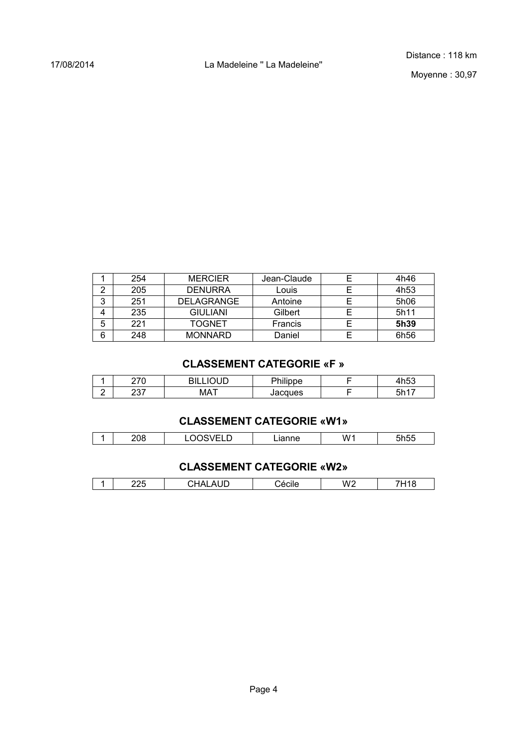17/08/2014 La Madeleine " La Madeleine"

Distance : 118 km

Moyenne : 30,97

| | | | | | |
|---|---|---|---|---|---|
| 1 | 254 | MERCIER | Jean-Claude | E | 4h46 |
| 2 | 205 | DENURRA | Louis | E | 4h53 |
| 3 | 251 | DELAGRANGE | Antoine | E | 5h06 |
| 4 | 235 | GIULIANI | Gilbert | E | 5h11 |
| 5 | 221 | TOGNET | Francis | E | **5h39** |
| 6 | 248 | MONNARD | Daniel | E | 6h56 |

## CLASSEMENT CATEGORIE «F »

| | | | | | |
|---|---|---|---|---|---|
| 1 | 270 | BILLIOUD | Philippe | F | 4h53 |
| 2 | 237 | MAT | Jacques | F | 5h17 |

## CLASSEMENT CATEGORIE «W1»

| | | | | | |
|---|---|---|---|---|---|
| 1 | 208 | LOOSVELD | Lianne | W1 | 5h55 |

## CLASSEMENT CATEGORIE «W2»

| | | | | | |
|---|---|---|---|---|---|
| 1 | 225 | CHALAUD | Cécile | W2 | 7H18 |